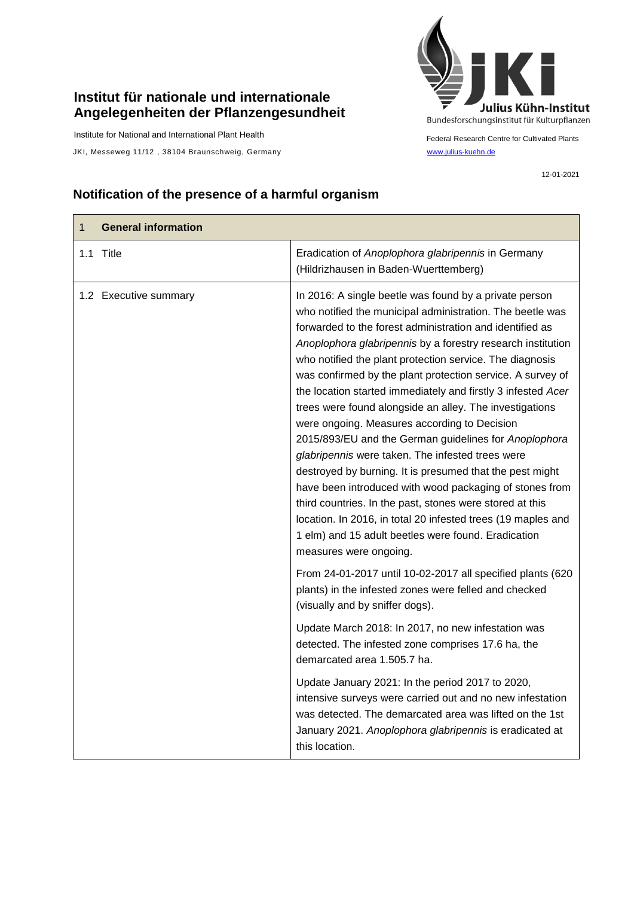**Institut für nationale und internationale Angelegenheiten der Pflanzengesundheit**

Institute for National and International Plant Health

JKI, Messeweg 11/12 , 38104 Braunschweig, Germany

Julius Kühn-Institut
Bundesforschungsinstitut für Kulturpflanzen

Federal Research Centre for Cultivated Plants
www.julius-kuehn.de

12-01-2021

## Notification of the presence of a harmful organism

| 1 **General information** | |
|---|---|
| 1.1 Title | Eradication of *Anoplophora glabripennis* in Germany (Hildrizhausen in Baden-Wuerttemberg) |
| 1.2 Executive summary | In 2016: A single beetle was found by a private person who notified the municipal administration. The beetle was forwarded to the forest administration and identified as *Anoplophora glabripennis* by a forestry research institution who notified the plant protection service. The diagnosis was confirmed by the plant protection service. A survey of the location started immediately and firstly 3 infested *Acer* trees were found alongside an alley. The investigations were ongoing. Measures according to Decision 2015/893/EU and the German guidelines for *Anoplophora glabripennis* were taken. The infested trees were destroyed by burning. It is presumed that the pest might have been introduced with wood packaging of stones from third countries. In the past, stones were stored at this location. In 2016, in total 20 infested trees (19 maples and 1 elm) and 15 adult beetles were found. Eradication measures were ongoing.<br><br>From 24-01-2017 until 10-02-2017 all specified plants (620 plants) in the infested zones were felled and checked (visually and by sniffer dogs).<br><br>Update March 2018: In 2017, no new infestation was detected. The infested zone comprises 17.6 ha, the demarcated area 1.505.7 ha.<br><br>Update January 2021: In the period 2017 to 2020, intensive surveys were carried out and no new infestation was detected. The demarcated area was lifted on the 1st January 2021. *Anoplophora glabripennis* is eradicated at this location. |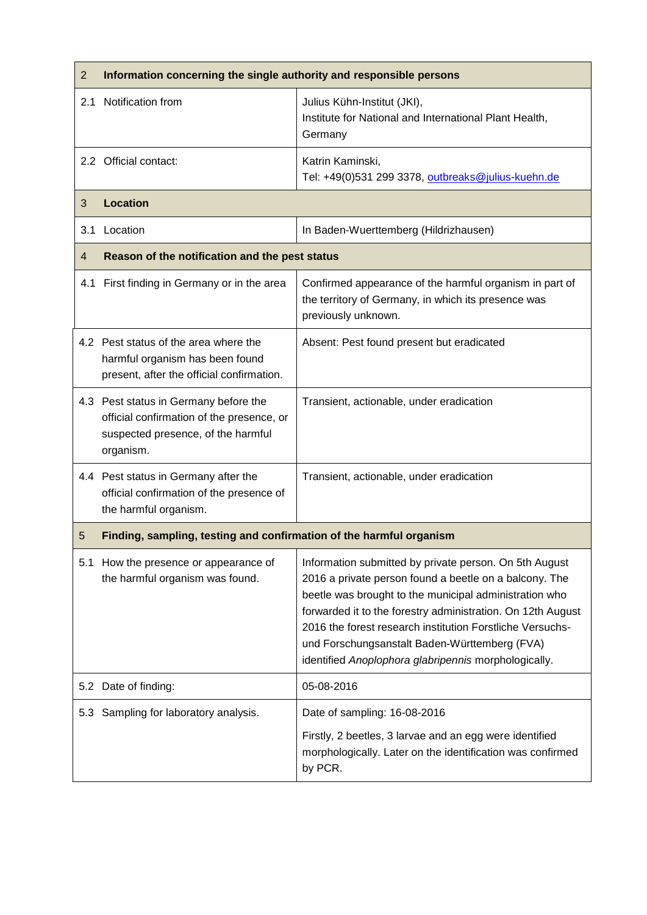| 2 | Information concerning the single authority and responsible persons |
|---|---|
| 2.1 Notification from | Julius Kühn-Institut (JKI), Institute for National and International Plant Health, Germany |
| 2.2 Official contact: | Katrin Kaminski, Tel: +49(0)531 299 3378, outbreaks@julius-kuehn.de |
| **3 Location** | |
| 3.1 Location | In Baden-Wuerttemberg (Hildrizhausen) |
| **4 Reason of the notification and the pest status** | |
| 4.1 First finding in Germany or in the area | Confirmed appearance of the harmful organism in part of the territory of Germany, in which its presence was previously unknown. |
| 4.2 Pest status of the area where the harmful organism has been found present, after the official confirmation. | Absent: Pest found present but eradicated |
| 4.3 Pest status in Germany before the official confirmation of the presence, or suspected presence, of the harmful organism. | Transient, actionable, under eradication |
| 4.4 Pest status in Germany after the official confirmation of the presence of the harmful organism. | Transient, actionable, under eradication |
| **5 Finding, sampling, testing and confirmation of the harmful organism** | |
| 5.1 How the presence or appearance of the harmful organism was found. | Information submitted by private person. On 5th August 2016 a private person found a beetle on a balcony. The beetle was brought to the municipal administration who forwarded it to the forestry administration. On 12th August 2016 the forest research institution Forstliche Versuchs- und Forschungsanstalt Baden-Württemberg (FVA) identified *Anoplophora glabripennis* morphologically. |
| 5.2 Date of finding: | 05-08-2016 |
| 5.3 Sampling for laboratory analysis. | Date of sampling: 16-08-2016<br>Firstly, 2 beetles, 3 larvae and an egg were identified morphologically. Later on the identification was confirmed by PCR. |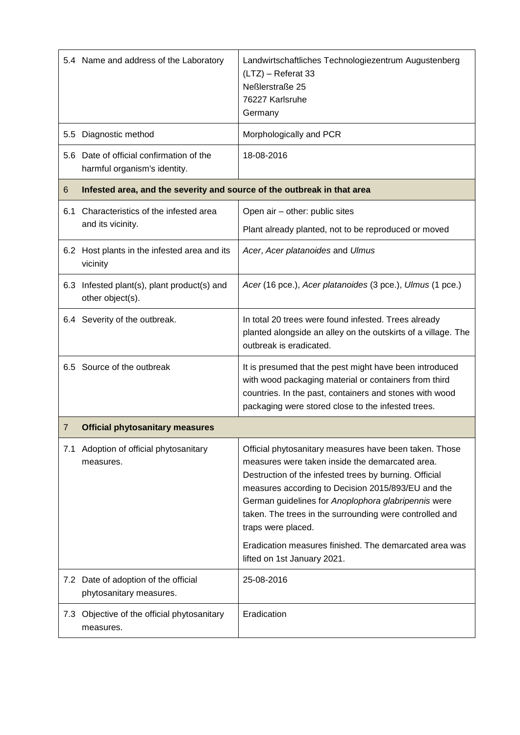| | | |
|---|---|---|
| 5.4 | Name and address of the Laboratory | Landwirtschaftliches Technologiezentrum Augustenberg (LTZ) – Referat 33<br>Neßlerstraße 25<br>76227 Karlsruhe<br>Germany |
| 5.5 | Diagnostic method | Morphologically and PCR |
| 5.6 | Date of official confirmation of the harmful organism's identity. | 18-08-2016 |
| **6** | **Infested area, and the severity and source of the outbreak in that area** | |
| 6.1 | Characteristics of the infested area and its vicinity. | Open air – other: public sites<br>Plant already planted, not to be reproduced or moved |
| 6.2 | Host plants in the infested area and its vicinity | *Acer*, *Acer platanoides* and *Ulmus* |
| 6.3 | Infested plant(s), plant product(s) and other object(s). | *Acer* (16 pce.), *Acer platanoides* (3 pce.), *Ulmus* (1 pce.) |
| 6.4 | Severity of the outbreak. | In total 20 trees were found infested. Trees already planted alongside an alley on the outskirts of a village. The outbreak is eradicated. |
| 6.5 | Source of the outbreak | It is presumed that the pest might have been introduced with wood packaging material or containers from third countries. In the past, containers and stones with wood packaging were stored close to the infested trees. |
| **7** | **Official phytosanitary measures** | |
| 7.1 | Adoption of official phytosanitary measures. | Official phytosanitary measures have been taken. Those measures were taken inside the demarcated area. Destruction of the infested trees by burning. Official measures according to Decision 2015/893/EU and the German guidelines for *Anoplophora glabripennis* were taken. The trees in the surrounding were controlled and traps were placed.<br>Eradication measures finished. The demarcated area was lifted on 1st January 2021. |
| 7.2 | Date of adoption of the official phytosanitary measures. | 25-08-2016 |
| 7.3 | Objective of the official phytosanitary measures. | Eradication |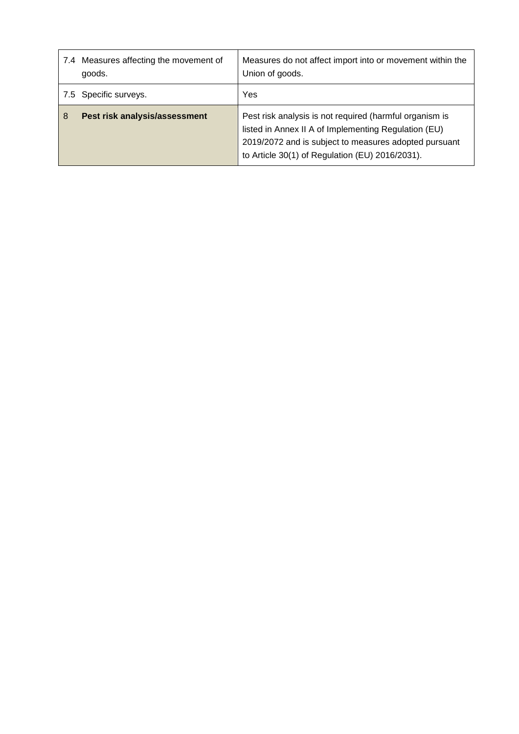| | |
|---|---|
| 7.4 Measures affecting the movement of goods. | Measures do not affect import into or movement within the Union of goods. |
| 7.5 Specific surveys. | Yes |
| 8 **Pest risk analysis/assessment** | Pest risk analysis is not required (harmful organism is listed in Annex II A of Implementing Regulation (EU) 2019/2072 and is subject to measures adopted pursuant to Article 30(1) of Regulation (EU) 2016/2031). |